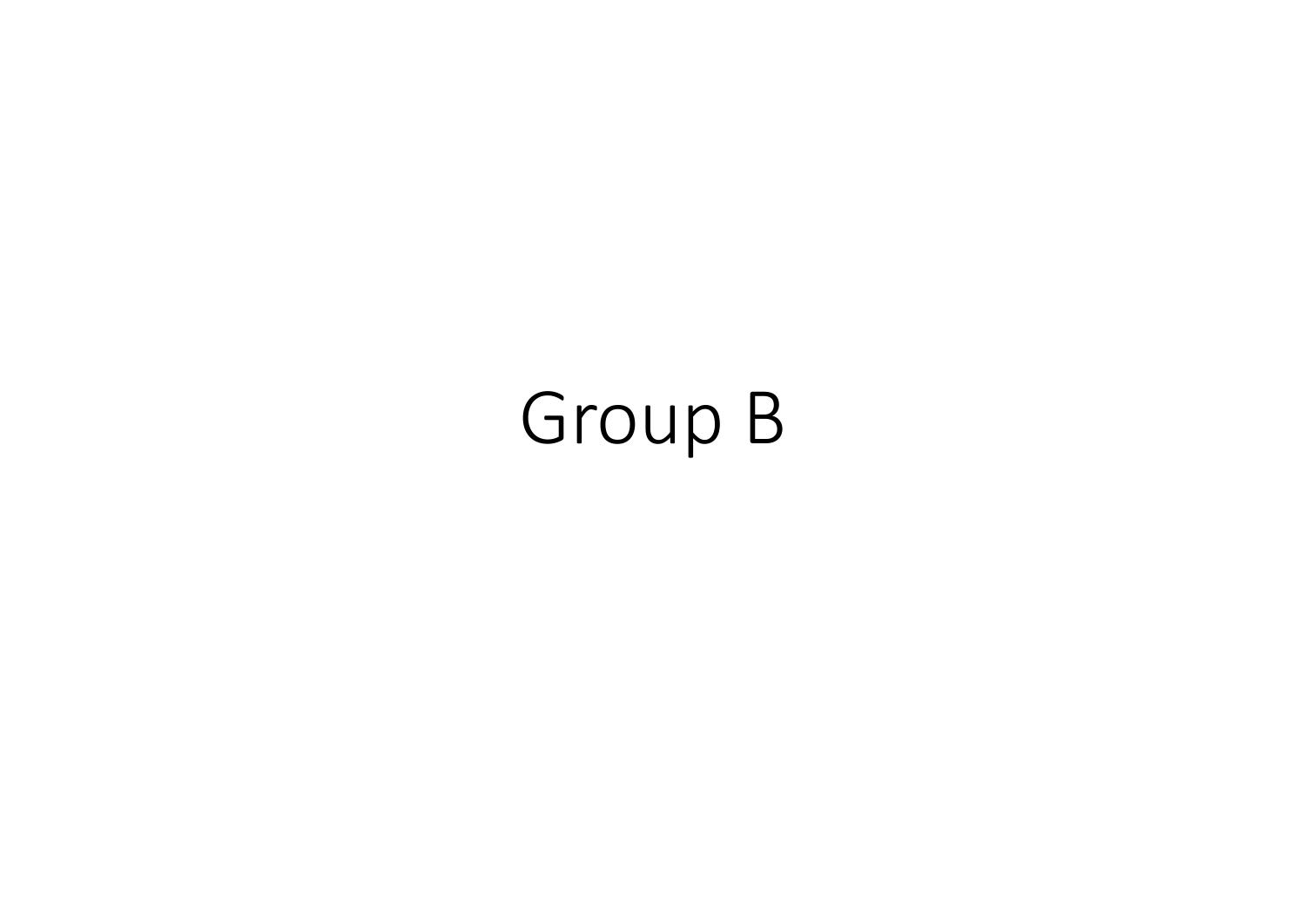# Group B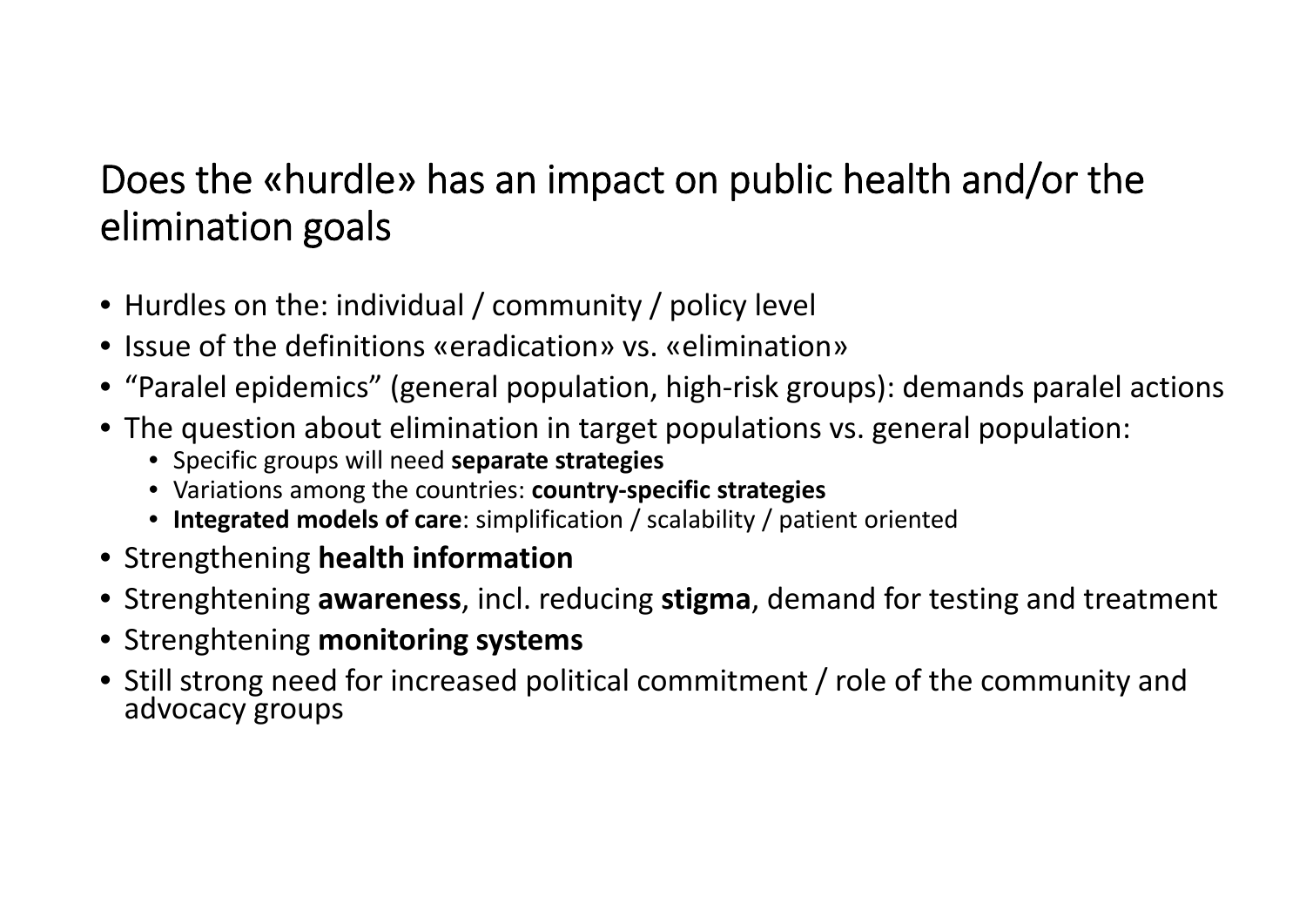## Does the «hurdle» has an impact on public health and/or the elimination goals

- Hurdles on the: individual / community / policy level
- Issue of the definitions «eradication» vs. «elimination»
- "Paralel epidemics" (general population, high-risk groups): demands paralel actions
- The question about elimination in target populations vs. general population:
  - Specific groups will need **separate strategies**
  - Variations among the countries: **country-specific strategies**
  - **Integrated models of care**: simplification / scalability / patient oriented
- Strengthening **health information**
- Strenghtening **awareness**, incl. reducing **stigma**, demand for testing and treatment
- Strenghtening **monitoring systems**
- Still strong need for increased political commitment / role of the community and advocacy groups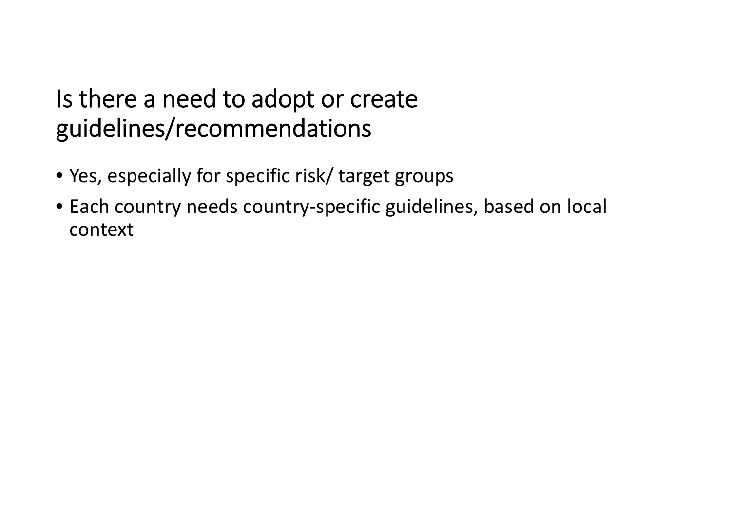# Is there a need to adopt or create guidelines/recommendations

- Yes, especially for specific risk/ target groups
- Each country needs country-specific guidelines, based on local context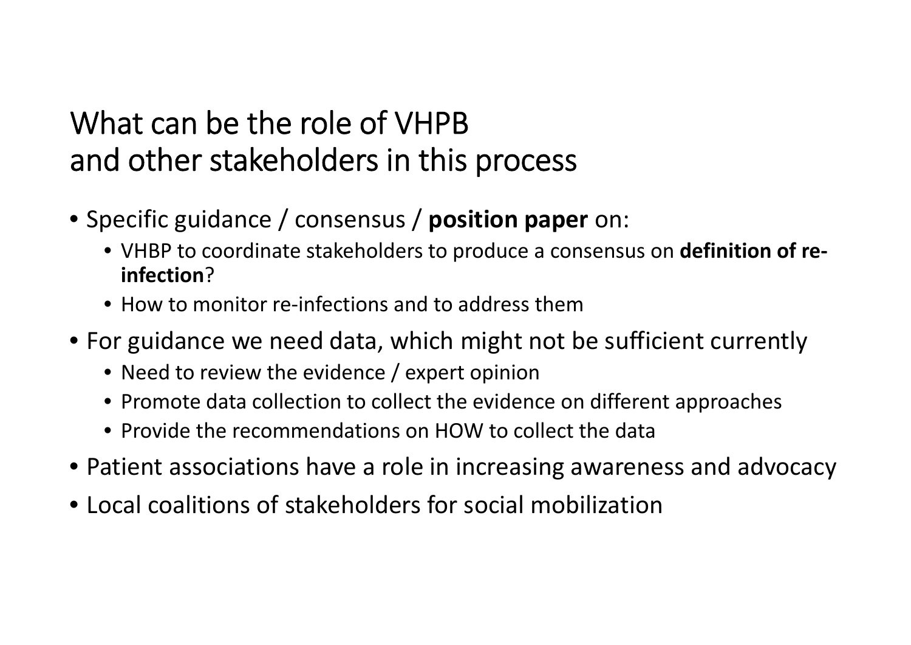# What can be the role of VHPB and other stakeholders in this process

- Specific guidance / consensus / **position paper** on:
  - VHBP to coordinate stakeholders to produce a consensus on **definition of re-infection**?
  - How to monitor re-infections and to address them
- For guidance we need data, which might not be sufficient currently
  - Need to review the evidence / expert opinion
  - Promote data collection to collect the evidence on different approaches
  - Provide the recommendations on HOW to collect the data
- Patient associations have a role in increasing awareness and advocacy
- Local coalitions of stakeholders for social mobilization